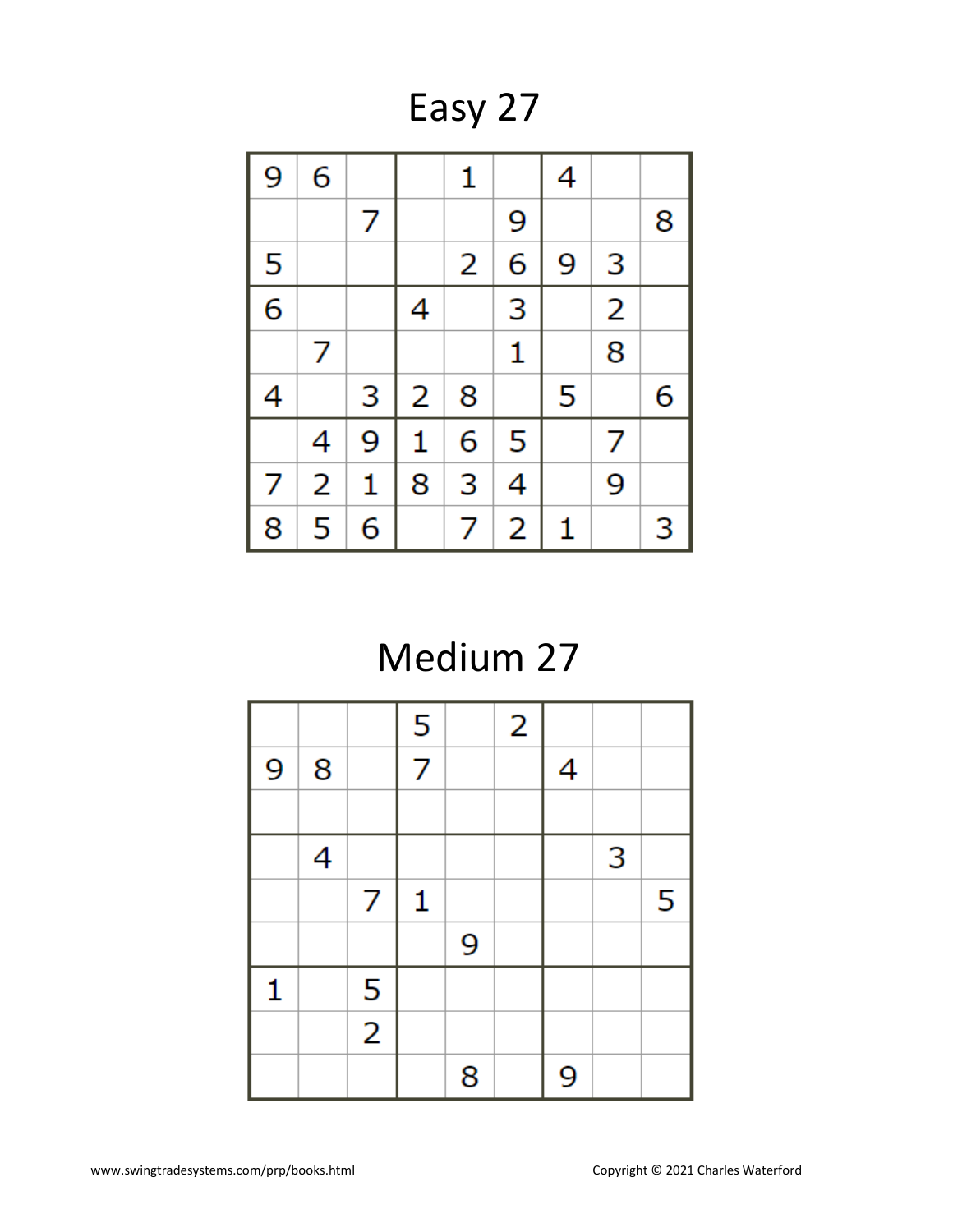# Easy 27

| | | | | | | | | |
|---|---|---|---|---|---|---|---|---|
| 9 | 6 | | | 1 | | 4 | | |
| | | 7 | | | 9 | | | 8 |
| 5 | | | | 2 | 6 | 9 | 3 | |
| 6 | | | 4 | | 3 | | 2 | |
| | 7 | | | | 1 | | 8 | |
| 4 | | 3 | 2 | 8 | | 5 | | 6 |
| | 4 | 9 | 1 | 6 | 5 | | 7 | |
| 7 | 2 | 1 | 8 | 3 | 4 | | 9 | |
| 8 | 5 | 6 | | 7 | 2 | 1 | | 3 |

# Medium 27

| | | | | | | | | |
|---|---|---|---|---|---|---|---|---|
| | | | 5 | | 2 | | | |
| 9 | 8 | | 7 | | | 4 | | |
| | | | | | | | | |
| | 4 | | | | | | 3 | |
| | | 7 | 1 | | | | | 5 |
| | | | | 9 | | | | |
| 1 | | 5 | | | | | | |
| | | 2 | | | | | | |
| | | | | 8 | | 9 | | |

www.swingtradesystems.com/prp/books.html

Copyright © 2021 Charles Waterford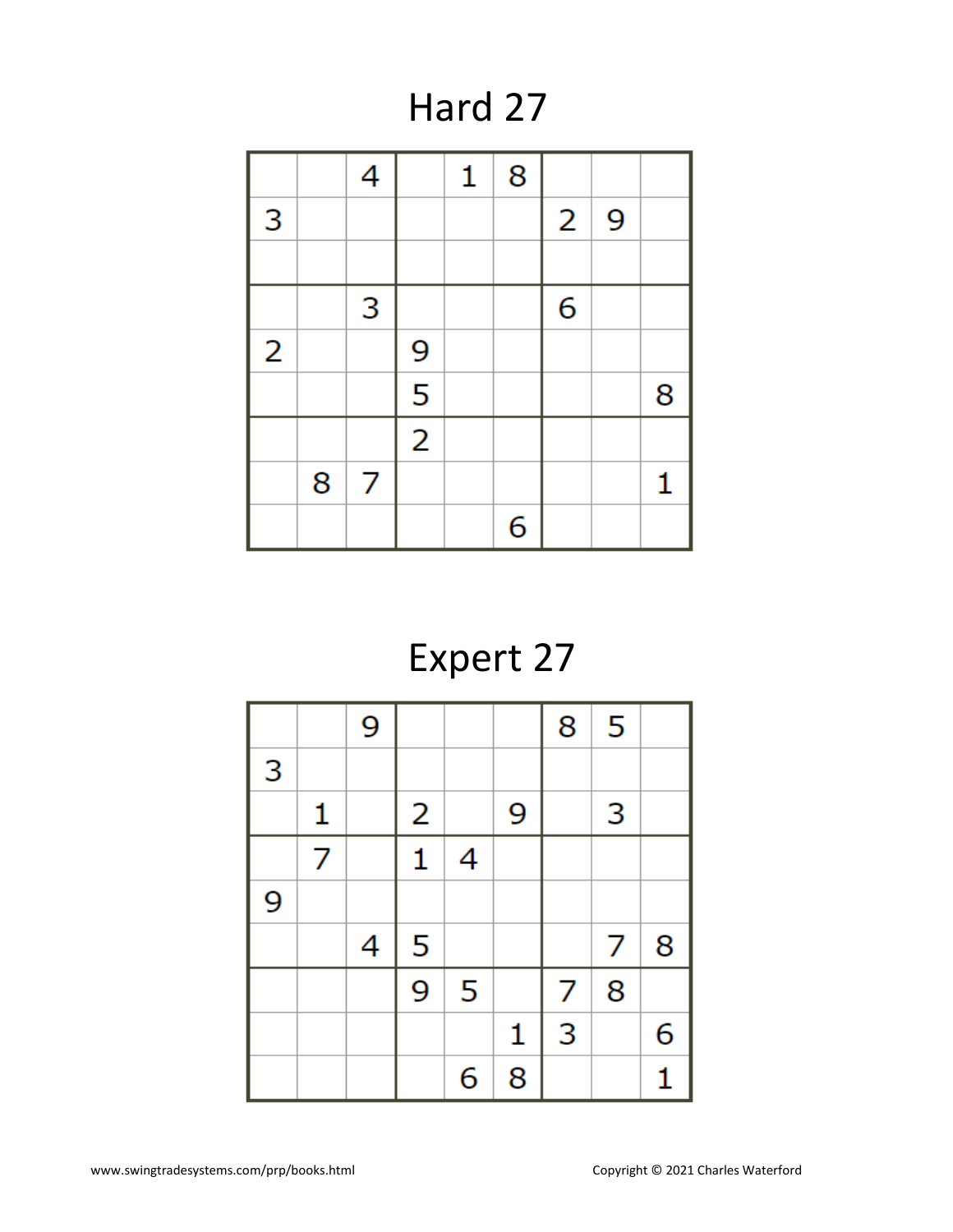# Hard 27

|   |   |   |   |   |   |   |   |   |
|---|---|---|---|---|---|---|---|---|
|   |   | 4 |   | 1 | 8 |   |   |   |
| 3 |   |   |   |   |   | 2 | 9 |   |
|   |   |   |   |   |   |   |   |   |
|   |   | 3 |   |   |   | 6 |   |   |
| 2 |   |   | 9 |   |   |   |   |   |
|   |   |   | 5 |   |   |   |   | 8 |
|   |   |   | 2 |   |   |   |   |   |
|   | 8 | 7 |   |   |   |   |   | 1 |
|   |   |   |   |   | 6 |   |   |   |

# Expert 27

|   |   |   |   |   |   |   |   |   |
|---|---|---|---|---|---|---|---|---|
|   |   | 9 |   |   |   | 8 | 5 |   |
| 3 |   |   |   |   |   |   |   |   |
|   | 1 |   | 2 |   | 9 |   | 3 |   |
|   | 7 |   | 1 | 4 |   |   |   |   |
| 9 |   |   |   |   |   |   |   |   |
|   |   | 4 | 5 |   |   |   | 7 | 8 |
|   |   |   | 9 | 5 |   | 7 | 8 |   |
|   |   |   |   |   | 1 | 3 |   | 6 |
|   |   |   |   | 6 | 8 |   |   | 1 |

www.swingtradesystems.com/prp/books.html

Copyright © 2021 Charles Waterford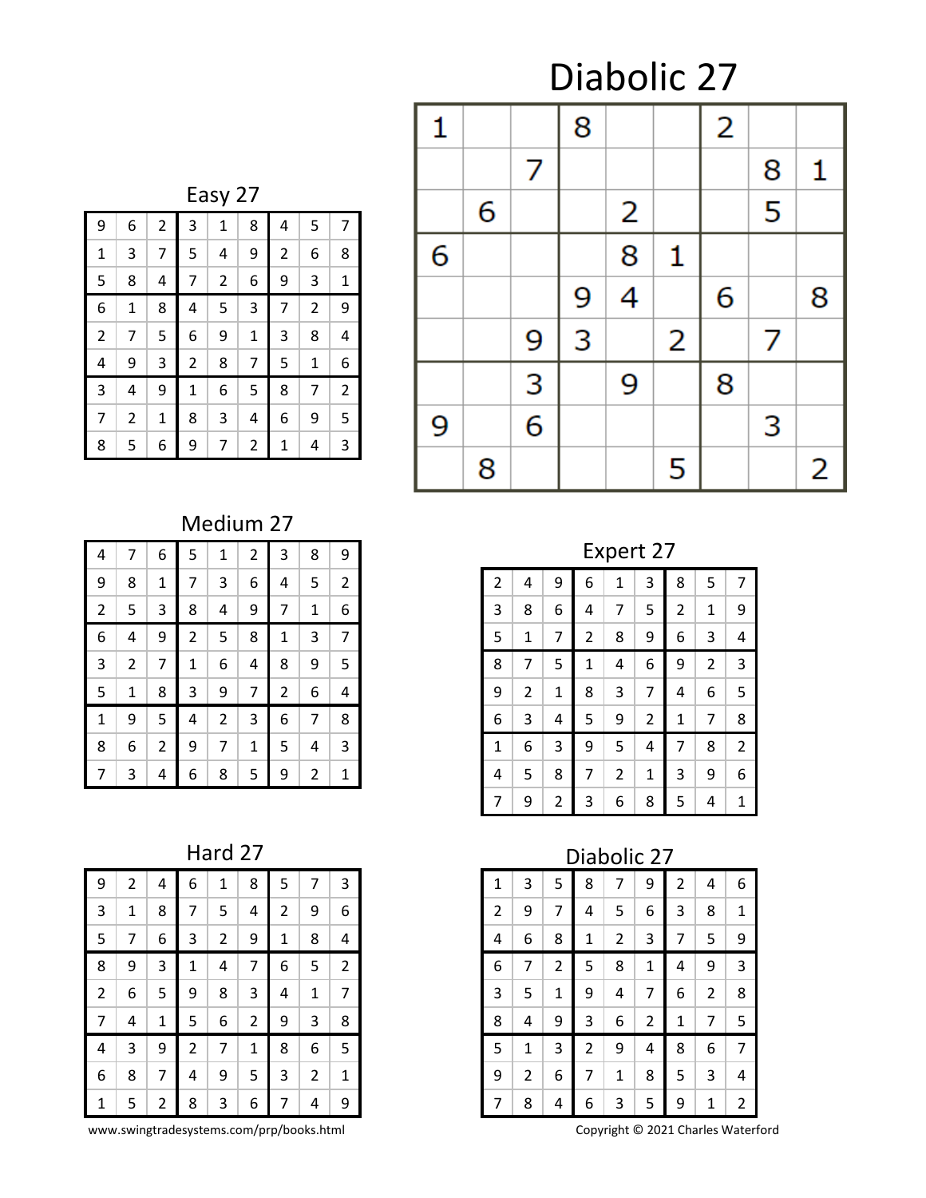# Diabolic 27

| | | | | | | | | |
|---|---|---|---|---|---|---|---|---|
| 1 | | | 8 | | | 2 | | |
| | | 7 | | | | | 8 | 1 |
| | 6 | | | 2 | | | 5 | |
| 6 | | | | 8 | 1 | | | |
| | | | 9 | 4 | | 6 | | 8 |
| | | 9 | 3 | | 2 | | 7 | |
| | | 3 | | 9 | | 8 | | |
| 9 | | 6 | | | | | 3 | |
| | 8 | | | | 5 | | | 2 |

## Easy 27

| | | | | | | | | |
|---|---|---|---|---|---|---|---|---|
| 9 | 6 | 2 | 3 | 1 | 8 | 4 | 5 | 7 |
| 1 | 3 | 7 | 5 | 4 | 9 | 2 | 6 | 8 |
| 5 | 8 | 4 | 7 | 2 | 6 | 9 | 3 | 1 |
| 6 | 1 | 8 | 4 | 5 | 3 | 7 | 2 | 9 |
| 2 | 7 | 5 | 6 | 9 | 1 | 3 | 8 | 4 |
| 4 | 9 | 3 | 2 | 8 | 7 | 5 | 1 | 6 |
| 3 | 4 | 9 | 1 | 6 | 5 | 8 | 7 | 2 |
| 7 | 2 | 1 | 8 | 3 | 4 | 6 | 9 | 5 |
| 8 | 5 | 6 | 9 | 7 | 2 | 1 | 4 | 3 |

## Medium 27

| | | | | | | | | |
|---|---|---|---|---|---|---|---|---|
| 4 | 7 | 6 | 5 | 1 | 2 | 3 | 8 | 9 |
| 9 | 8 | 1 | 7 | 3 | 6 | 4 | 5 | 2 |
| 2 | 5 | 3 | 8 | 4 | 9 | 7 | 1 | 6 |
| 6 | 4 | 9 | 2 | 5 | 8 | 1 | 3 | 7 |
| 3 | 2 | 7 | 1 | 6 | 4 | 8 | 9 | 5 |
| 5 | 1 | 8 | 3 | 9 | 7 | 2 | 6 | 4 |
| 1 | 9 | 5 | 4 | 2 | 3 | 6 | 7 | 8 |
| 8 | 6 | 2 | 9 | 7 | 1 | 5 | 4 | 3 |
| 7 | 3 | 4 | 6 | 8 | 5 | 9 | 2 | 1 |

## Expert 27

| | | | | | | | | |
|---|---|---|---|---|---|---|---|---|
| 2 | 4 | 9 | 6 | 1 | 3 | 8 | 5 | 7 |
| 3 | 8 | 6 | 4 | 7 | 5 | 2 | 1 | 9 |
| 5 | 1 | 7 | 2 | 8 | 9 | 6 | 3 | 4 |
| 8 | 7 | 5 | 1 | 4 | 6 | 9 | 2 | 3 |
| 9 | 2 | 1 | 8 | 3 | 7 | 4 | 6 | 5 |
| 6 | 3 | 4 | 5 | 9 | 2 | 1 | 7 | 8 |
| 1 | 6 | 3 | 9 | 5 | 4 | 7 | 8 | 2 |
| 4 | 5 | 8 | 7 | 2 | 1 | 3 | 9 | 6 |
| 7 | 9 | 2 | 3 | 6 | 8 | 5 | 4 | 1 |

## Hard 27

| | | | | | | | | |
|---|---|---|---|---|---|---|---|---|
| 9 | 2 | 4 | 6 | 1 | 8 | 5 | 7 | 3 |
| 3 | 1 | 8 | 7 | 5 | 4 | 2 | 9 | 6 |
| 5 | 7 | 6 | 3 | 2 | 9 | 1 | 8 | 4 |
| 8 | 9 | 3 | 1 | 4 | 7 | 6 | 5 | 2 |
| 2 | 6 | 5 | 9 | 8 | 3 | 4 | 1 | 7 |
| 7 | 4 | 1 | 5 | 6 | 2 | 9 | 3 | 8 |
| 4 | 3 | 9 | 2 | 7 | 1 | 8 | 6 | 5 |
| 6 | 8 | 7 | 4 | 9 | 5 | 3 | 2 | 1 |
| 1 | 5 | 2 | 8 | 3 | 6 | 7 | 4 | 9 |

## Diabolic 27

| | | | | | | | | |
|---|---|---|---|---|---|---|---|---|
| 1 | 3 | 5 | 8 | 7 | 9 | 2 | 4 | 6 |
| 2 | 9 | 7 | 4 | 5 | 6 | 3 | 8 | 1 |
| 4 | 6 | 8 | 1 | 2 | 3 | 7 | 5 | 9 |
| 6 | 7 | 2 | 5 | 8 | 1 | 4 | 9 | 3 |
| 3 | 5 | 1 | 9 | 4 | 7 | 6 | 2 | 8 |
| 8 | 4 | 9 | 3 | 6 | 2 | 1 | 7 | 5 |
| 5 | 1 | 3 | 2 | 9 | 4 | 8 | 6 | 7 |
| 9 | 2 | 6 | 7 | 1 | 8 | 5 | 3 | 4 |
| 7 | 8 | 4 | 6 | 3 | 5 | 9 | 1 | 2 |

www.swingtradesystems.com/prp/books.html

Copyright © 2021 Charles Waterford